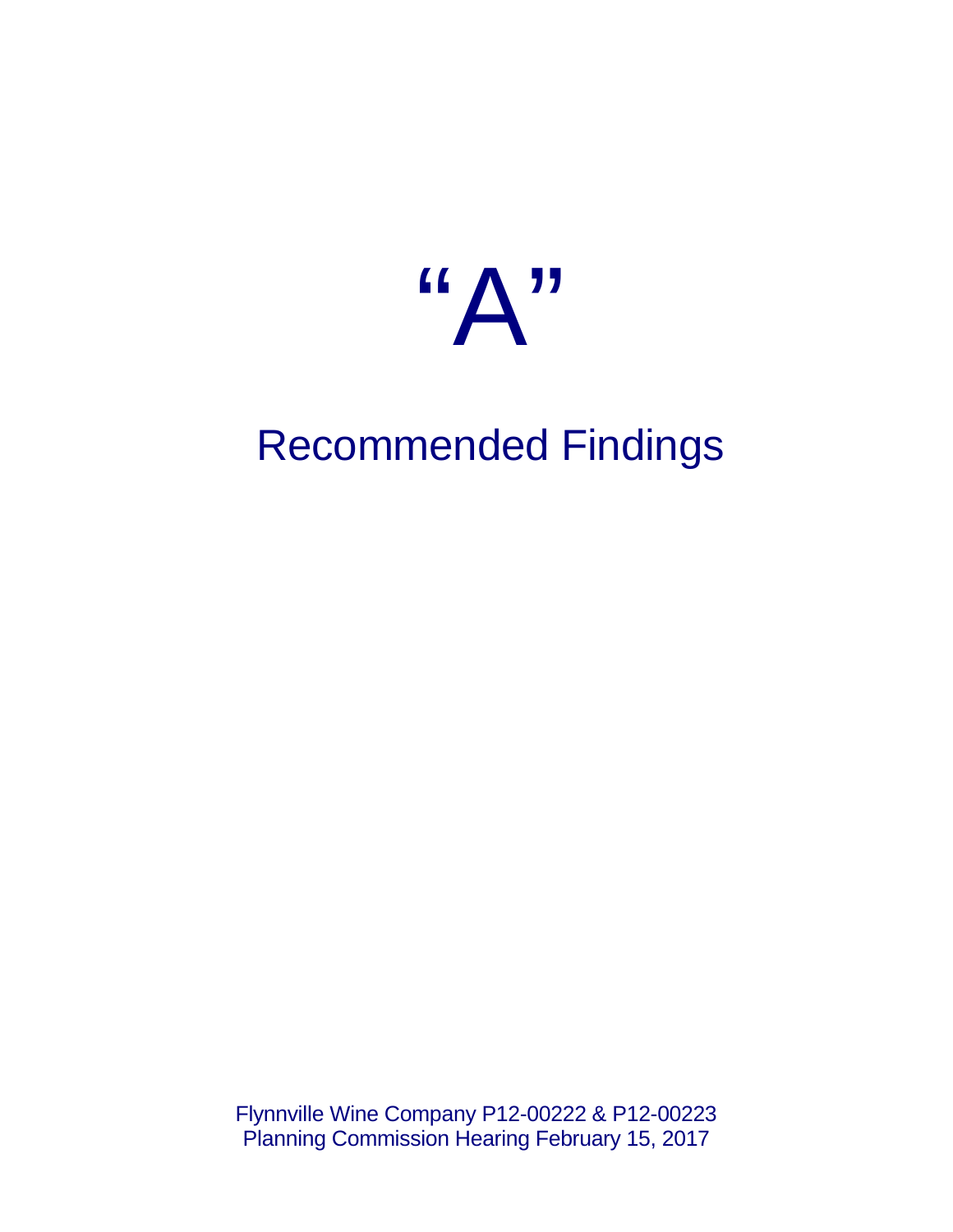# "A"

## Recommended Findings

Flynnville Wine Company P12-00222 & P12-00223
Planning Commission Hearing February 15, 2017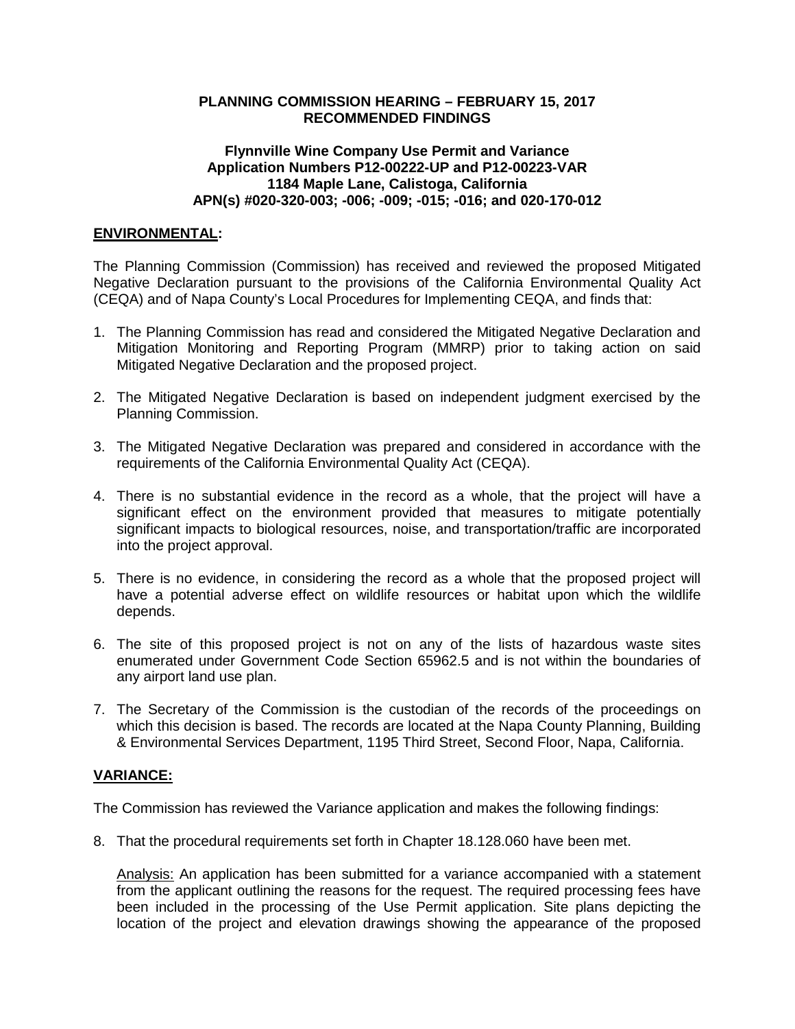**PLANNING COMMISSION HEARING – FEBRUARY 15, 2017**
**RECOMMENDED FINDINGS**

**Flynnville Wine Company Use Permit and Variance**
**Application Numbers P12-00222-UP and P12-00223-VAR**
**1184 Maple Lane, Calistoga, California**
**APN(s) #020-320-003; -006; -009; -015; -016; and 020-170-012**

## ENVIRONMENTAL:

The Planning Commission (Commission) has received and reviewed the proposed Mitigated Negative Declaration pursuant to the provisions of the California Environmental Quality Act (CEQA) and of Napa County's Local Procedures for Implementing CEQA, and finds that:

1. The Planning Commission has read and considered the Mitigated Negative Declaration and Mitigation Monitoring and Reporting Program (MMRP) prior to taking action on said Mitigated Negative Declaration and the proposed project.

2. The Mitigated Negative Declaration is based on independent judgment exercised by the Planning Commission.

3. The Mitigated Negative Declaration was prepared and considered in accordance with the requirements of the California Environmental Quality Act (CEQA).

4. There is no substantial evidence in the record as a whole, that the project will have a significant effect on the environment provided that measures to mitigate potentially significant impacts to biological resources, noise, and transportation/traffic are incorporated into the project approval.

5. There is no evidence, in considering the record as a whole that the proposed project will have a potential adverse effect on wildlife resources or habitat upon which the wildlife depends.

6. The site of this proposed project is not on any of the lists of hazardous waste sites enumerated under Government Code Section 65962.5 and is not within the boundaries of any airport land use plan.

7. The Secretary of the Commission is the custodian of the records of the proceedings on which this decision is based. The records are located at the Napa County Planning, Building & Environmental Services Department, 1195 Third Street, Second Floor, Napa, California.

## VARIANCE:

The Commission has reviewed the Variance application and makes the following findings:

8. That the procedural requirements set forth in Chapter 18.128.060 have been met.

   Analysis: An application has been submitted for a variance accompanied with a statement from the applicant outlining the reasons for the request. The required processing fees have been included in the processing of the Use Permit application. Site plans depicting the location of the project and elevation drawings showing the appearance of the proposed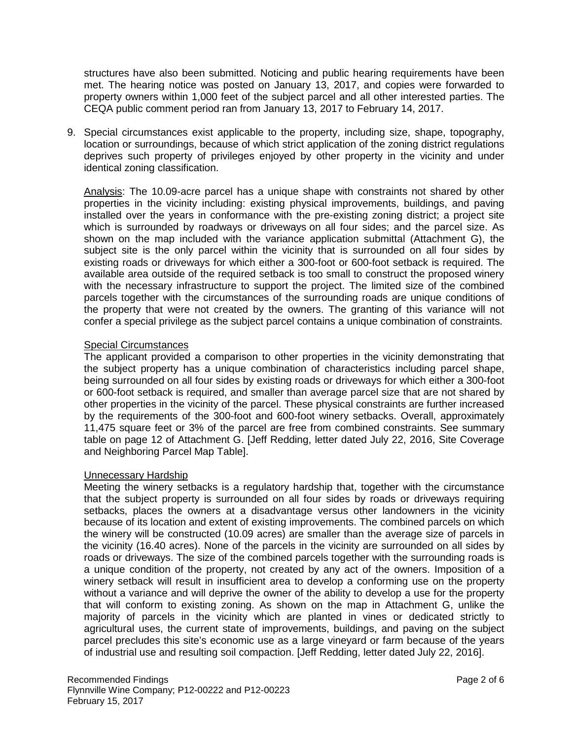structures have also been submitted. Noticing and public hearing requirements have been met. The hearing notice was posted on January 13, 2017, and copies were forwarded to property owners within 1,000 feet of the subject parcel and all other interested parties. The CEQA public comment period ran from January 13, 2017 to February 14, 2017.

9. Special circumstances exist applicable to the property, including size, shape, topography, location or surroundings, because of which strict application of the zoning district regulations deprives such property of privileges enjoyed by other property in the vicinity and under identical zoning classification.

   Analysis: The 10.09-acre parcel has a unique shape with constraints not shared by other properties in the vicinity including: existing physical improvements, buildings, and paving installed over the years in conformance with the pre-existing zoning district; a project site which is surrounded by roadways or driveways on all four sides; and the parcel size. As shown on the map included with the variance application submittal (Attachment G), the subject site is the only parcel within the vicinity that is surrounded on all four sides by existing roads or driveways for which either a 300-foot or 600-foot setback is required. The available area outside of the required setback is too small to construct the proposed winery with the necessary infrastructure to support the project. The limited size of the combined parcels together with the circumstances of the surrounding roads are unique conditions of the property that were not created by the owners. The granting of this variance will not confer a special privilege as the subject parcel contains a unique combination of constraints.

   Special Circumstances
   The applicant provided a comparison to other properties in the vicinity demonstrating that the subject property has a unique combination of characteristics including parcel shape, being surrounded on all four sides by existing roads or driveways for which either a 300-foot or 600-foot setback is required, and smaller than average parcel size that are not shared by other properties in the vicinity of the parcel. These physical constraints are further increased by the requirements of the 300-foot and 600-foot winery setbacks. Overall, approximately 11,475 square feet or 3% of the parcel are free from combined constraints. See summary table on page 12 of Attachment G. [Jeff Redding, letter dated July 22, 2016, Site Coverage and Neighboring Parcel Map Table].

   Unnecessary Hardship
   Meeting the winery setbacks is a regulatory hardship that, together with the circumstance that the subject property is surrounded on all four sides by roads or driveways requiring setbacks, places the owners at a disadvantage versus other landowners in the vicinity because of its location and extent of existing improvements. The combined parcels on which the winery will be constructed (10.09 acres) are smaller than the average size of parcels in the vicinity (16.40 acres). None of the parcels in the vicinity are surrounded on all sides by roads or driveways. The size of the combined parcels together with the surrounding roads is a unique condition of the property, not created by any act of the owners. Imposition of a winery setback will result in insufficient area to develop a conforming use on the property without a variance and will deprive the owner of the ability to develop a use for the property that will conform to existing zoning. As shown on the map in Attachment G, unlike the majority of parcels in the vicinity which are planted in vines or dedicated strictly to agricultural uses, the current state of improvements, buildings, and paving on the subject parcel precludes this site's economic use as a large vineyard or farm because of the years of industrial use and resulting soil compaction. [Jeff Redding, letter dated July 22, 2016].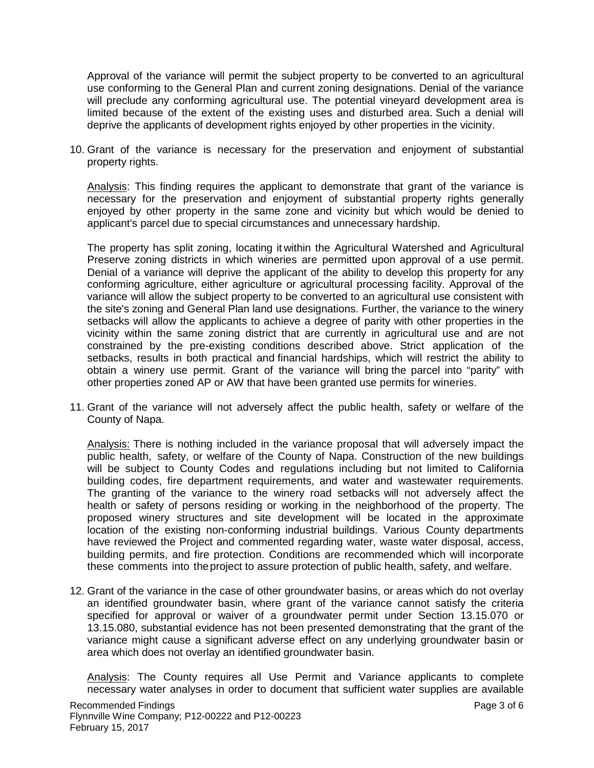Approval of the variance will permit the subject property to be converted to an agricultural use conforming to the General Plan and current zoning designations. Denial of the variance will preclude any conforming agricultural use. The potential vineyard development area is limited because of the extent of the existing uses and disturbed area. Such a denial will deprive the applicants of development rights enjoyed by other properties in the vicinity.

10. Grant of the variance is necessary for the preservation and enjoyment of substantial property rights.

    Analysis: This finding requires the applicant to demonstrate that grant of the variance is necessary for the preservation and enjoyment of substantial property rights generally enjoyed by other property in the same zone and vicinity but which would be denied to applicant's parcel due to special circumstances and unnecessary hardship.

    The property has split zoning, locating it within the Agricultural Watershed and Agricultural Preserve zoning districts in which wineries are permitted upon approval of a use permit. Denial of a variance will deprive the applicant of the ability to develop this property for any conforming agriculture, either agriculture or agricultural processing facility. Approval of the variance will allow the subject property to be converted to an agricultural use consistent with the site's zoning and General Plan land use designations. Further, the variance to the winery setbacks will allow the applicants to achieve a degree of parity with other properties in the vicinity within the same zoning district that are currently in agricultural use and are not constrained by the pre-existing conditions described above. Strict application of the setbacks, results in both practical and financial hardships, which will restrict the ability to obtain a winery use permit. Grant of the variance will bring the parcel into "parity" with other properties zoned AP or AW that have been granted use permits for wineries.

11. Grant of the variance will not adversely affect the public health, safety or welfare of the County of Napa.

    Analysis: There is nothing included in the variance proposal that will adversely impact the public health, safety, or welfare of the County of Napa. Construction of the new buildings will be subject to County Codes and regulations including but not limited to California building codes, fire department requirements, and water and wastewater requirements. The granting of the variance to the winery road setbacks will not adversely affect the health or safety of persons residing or working in the neighborhood of the property. The proposed winery structures and site development will be located in the approximate location of the existing non-conforming industrial buildings. Various County departments have reviewed the Project and commented regarding water, waste water disposal, access, building permits, and fire protection. Conditions are recommended which will incorporate these comments into the project to assure protection of public health, safety, and welfare.

12. Grant of the variance in the case of other groundwater basins, or areas which do not overlay an identified groundwater basin, where grant of the variance cannot satisfy the criteria specified for approval or waiver of a groundwater permit under Section 13.15.070 or 13.15.080, substantial evidence has not been presented demonstrating that the grant of the variance might cause a significant adverse effect on any underlying groundwater basin or area which does not overlay an identified groundwater basin.

    Analysis: The County requires all Use Permit and Variance applicants to complete necessary water analyses in order to document that sufficient water supplies are available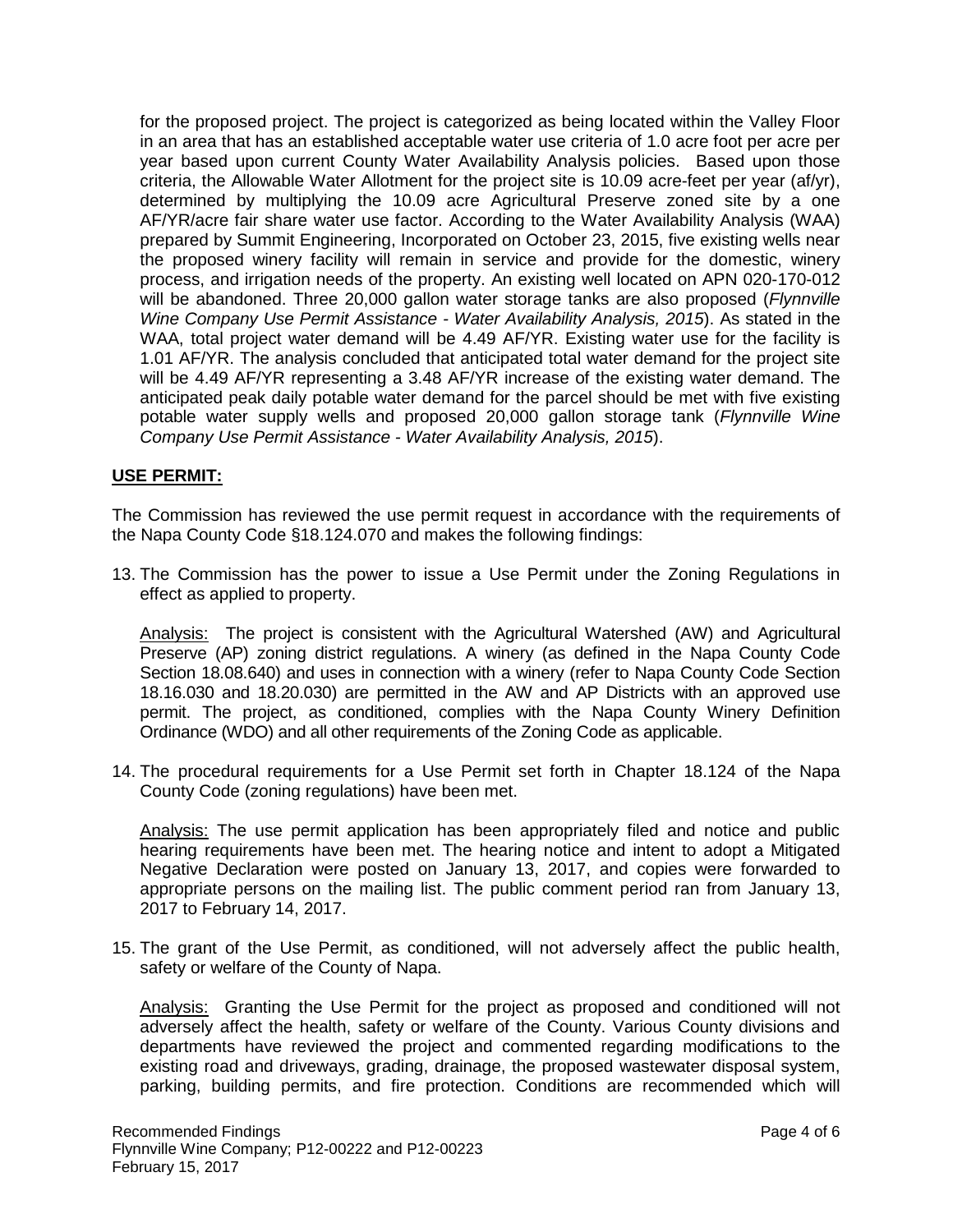for the proposed project. The project is categorized as being located within the Valley Floor in an area that has an established acceptable water use criteria of 1.0 acre foot per acre per year based upon current County Water Availability Analysis policies. Based upon those criteria, the Allowable Water Allotment for the project site is 10.09 acre-feet per year (af/yr), determined by multiplying the 10.09 acre Agricultural Preserve zoned site by a one AF/YR/acre fair share water use factor. According to the Water Availability Analysis (WAA) prepared by Summit Engineering, Incorporated on October 23, 2015, five existing wells near the proposed winery facility will remain in service and provide for the domestic, winery process, and irrigation needs of the property. An existing well located on APN 020-170-012 will be abandoned. Three 20,000 gallon water storage tanks are also proposed (*Flynnville Wine Company Use Permit Assistance - Water Availability Analysis, 2015*). As stated in the WAA, total project water demand will be 4.49 AF/YR. Existing water use for the facility is 1.01 AF/YR. The analysis concluded that anticipated total water demand for the project site will be 4.49 AF/YR representing a 3.48 AF/YR increase of the existing water demand. The anticipated peak daily potable water demand for the parcel should be met with five existing potable water supply wells and proposed 20,000 gallon storage tank (*Flynnville Wine Company Use Permit Assistance - Water Availability Analysis, 2015*).

## USE PERMIT:

The Commission has reviewed the use permit request in accordance with the requirements of the Napa County Code §18.124.070 and makes the following findings:

13. The Commission has the power to issue a Use Permit under the Zoning Regulations in effect as applied to property.

    Analysis: The project is consistent with the Agricultural Watershed (AW) and Agricultural Preserve (AP) zoning district regulations. A winery (as defined in the Napa County Code Section 18.08.640) and uses in connection with a winery (refer to Napa County Code Section 18.16.030 and 18.20.030) are permitted in the AW and AP Districts with an approved use permit. The project, as conditioned, complies with the Napa County Winery Definition Ordinance (WDO) and all other requirements of the Zoning Code as applicable.

14. The procedural requirements for a Use Permit set forth in Chapter 18.124 of the Napa County Code (zoning regulations) have been met.

    Analysis: The use permit application has been appropriately filed and notice and public hearing requirements have been met. The hearing notice and intent to adopt a Mitigated Negative Declaration were posted on January 13, 2017, and copies were forwarded to appropriate persons on the mailing list. The public comment period ran from January 13, 2017 to February 14, 2017.

15. The grant of the Use Permit, as conditioned, will not adversely affect the public health, safety or welfare of the County of Napa.

    Analysis: Granting the Use Permit for the project as proposed and conditioned will not adversely affect the health, safety or welfare of the County. Various County divisions and departments have reviewed the project and commented regarding modifications to the existing road and driveways, grading, drainage, the proposed wastewater disposal system, parking, building permits, and fire protection. Conditions are recommended which will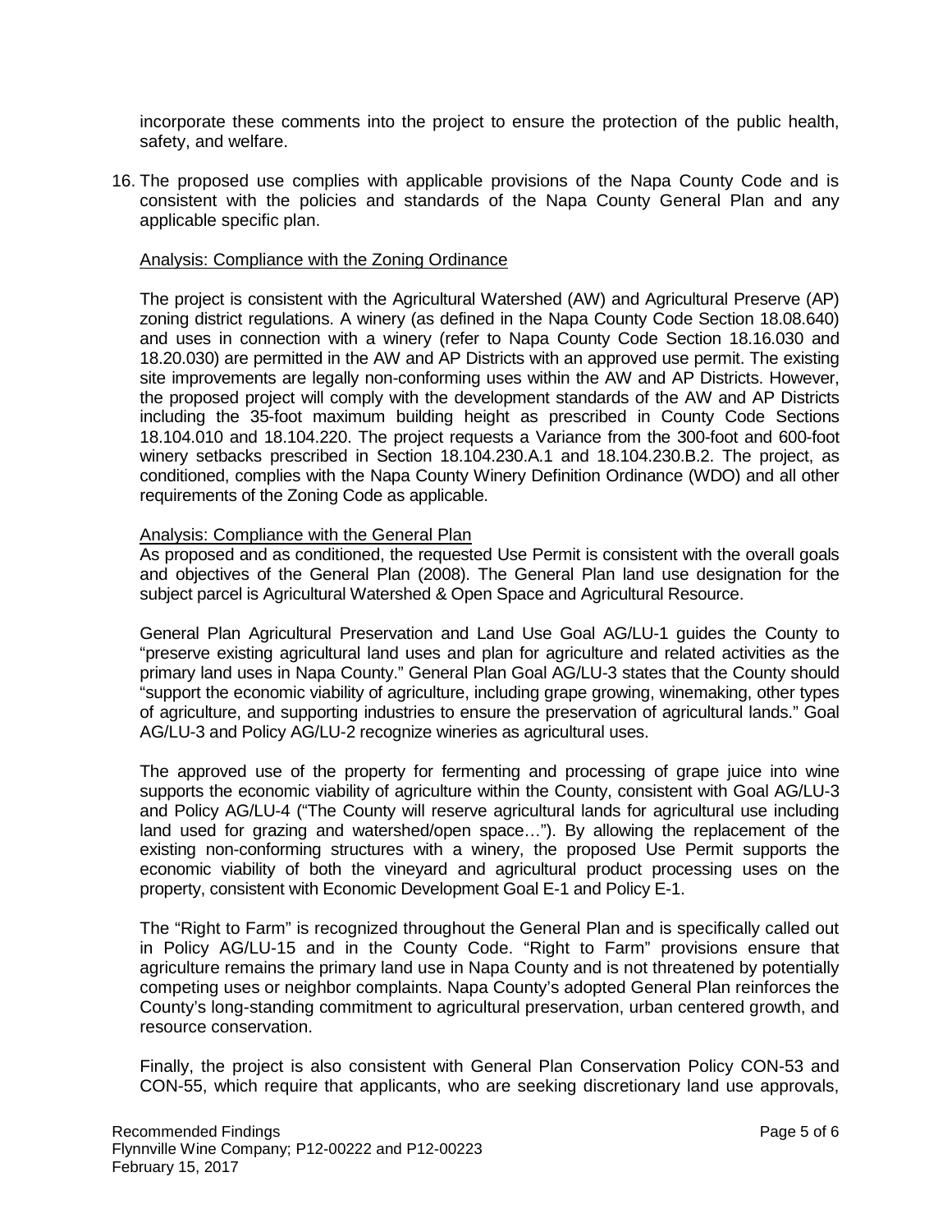incorporate these comments into the project to ensure the protection of the public health, safety, and welfare.

16. The proposed use complies with applicable provisions of the Napa County Code and is consistent with the policies and standards of the Napa County General Plan and any applicable specific plan.

Analysis: Compliance with the Zoning Ordinance

The project is consistent with the Agricultural Watershed (AW) and Agricultural Preserve (AP) zoning district regulations. A winery (as defined in the Napa County Code Section 18.08.640) and uses in connection with a winery (refer to Napa County Code Section 18.16.030 and 18.20.030) are permitted in the AW and AP Districts with an approved use permit. The existing site improvements are legally non-conforming uses within the AW and AP Districts. However, the proposed project will comply with the development standards of the AW and AP Districts including the 35-foot maximum building height as prescribed in County Code Sections 18.104.010 and 18.104.220. The project requests a Variance from the 300-foot and 600-foot winery setbacks prescribed in Section 18.104.230.A.1 and 18.104.230.B.2. The project, as conditioned, complies with the Napa County Winery Definition Ordinance (WDO) and all other requirements of the Zoning Code as applicable.

Analysis: Compliance with the General Plan

As proposed and as conditioned, the requested Use Permit is consistent with the overall goals and objectives of the General Plan (2008). The General Plan land use designation for the subject parcel is Agricultural Watershed & Open Space and Agricultural Resource.

General Plan Agricultural Preservation and Land Use Goal AG/LU-1 guides the County to "preserve existing agricultural land uses and plan for agriculture and related activities as the primary land uses in Napa County." General Plan Goal AG/LU-3 states that the County should "support the economic viability of agriculture, including grape growing, winemaking, other types of agriculture, and supporting industries to ensure the preservation of agricultural lands." Goal AG/LU-3 and Policy AG/LU-2 recognize wineries as agricultural uses.

The approved use of the property for fermenting and processing of grape juice into wine supports the economic viability of agriculture within the County, consistent with Goal AG/LU-3 and Policy AG/LU-4 ("The County will reserve agricultural lands for agricultural use including land used for grazing and watershed/open space…"). By allowing the replacement of the existing non-conforming structures with a winery, the proposed Use Permit supports the economic viability of both the vineyard and agricultural product processing uses on the property, consistent with Economic Development Goal E-1 and Policy E-1.

The "Right to Farm" is recognized throughout the General Plan and is specifically called out in Policy AG/LU-15 and in the County Code. "Right to Farm" provisions ensure that agriculture remains the primary land use in Napa County and is not threatened by potentially competing uses or neighbor complaints. Napa County's adopted General Plan reinforces the County's long-standing commitment to agricultural preservation, urban centered growth, and resource conservation.

Finally, the project is also consistent with General Plan Conservation Policy CON-53 and CON-55, which require that applicants, who are seeking discretionary land use approvals,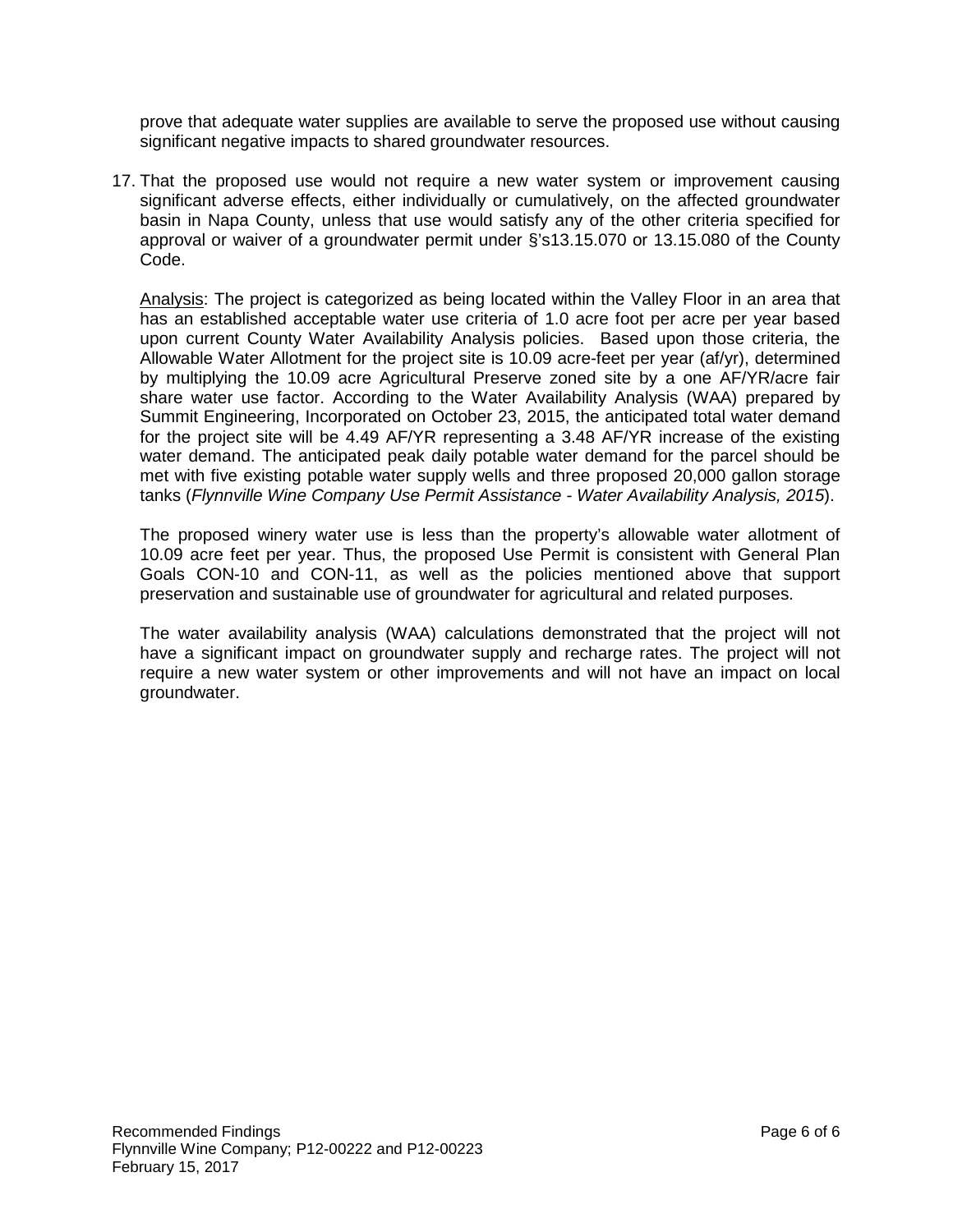prove that adequate water supplies are available to serve the proposed use without causing significant negative impacts to shared groundwater resources.

17. That the proposed use would not require a new water system or improvement causing significant adverse effects, either individually or cumulatively, on the affected groundwater basin in Napa County, unless that use would satisfy any of the other criteria specified for approval or waiver of a groundwater permit under §'s13.15.070 or 13.15.080 of the County Code.

    Analysis: The project is categorized as being located within the Valley Floor in an area that has an established acceptable water use criteria of 1.0 acre foot per acre per year based upon current County Water Availability Analysis policies. Based upon those criteria, the Allowable Water Allotment for the project site is 10.09 acre-feet per year (af/yr), determined by multiplying the 10.09 acre Agricultural Preserve zoned site by a one AF/YR/acre fair share water use factor. According to the Water Availability Analysis (WAA) prepared by Summit Engineering, Incorporated on October 23, 2015, the anticipated total water demand for the project site will be 4.49 AF/YR representing a 3.48 AF/YR increase of the existing water demand. The anticipated peak daily potable water demand for the parcel should be met with five existing potable water supply wells and three proposed 20,000 gallon storage tanks (*Flynnville Wine Company Use Permit Assistance - Water Availability Analysis, 2015*).

    The proposed winery water use is less than the property's allowable water allotment of 10.09 acre feet per year. Thus, the proposed Use Permit is consistent with General Plan Goals CON-10 and CON-11, as well as the policies mentioned above that support preservation and sustainable use of groundwater for agricultural and related purposes.

    The water availability analysis (WAA) calculations demonstrated that the project will not have a significant impact on groundwater supply and recharge rates. The project will not require a new water system or other improvements and will not have an impact on local groundwater.